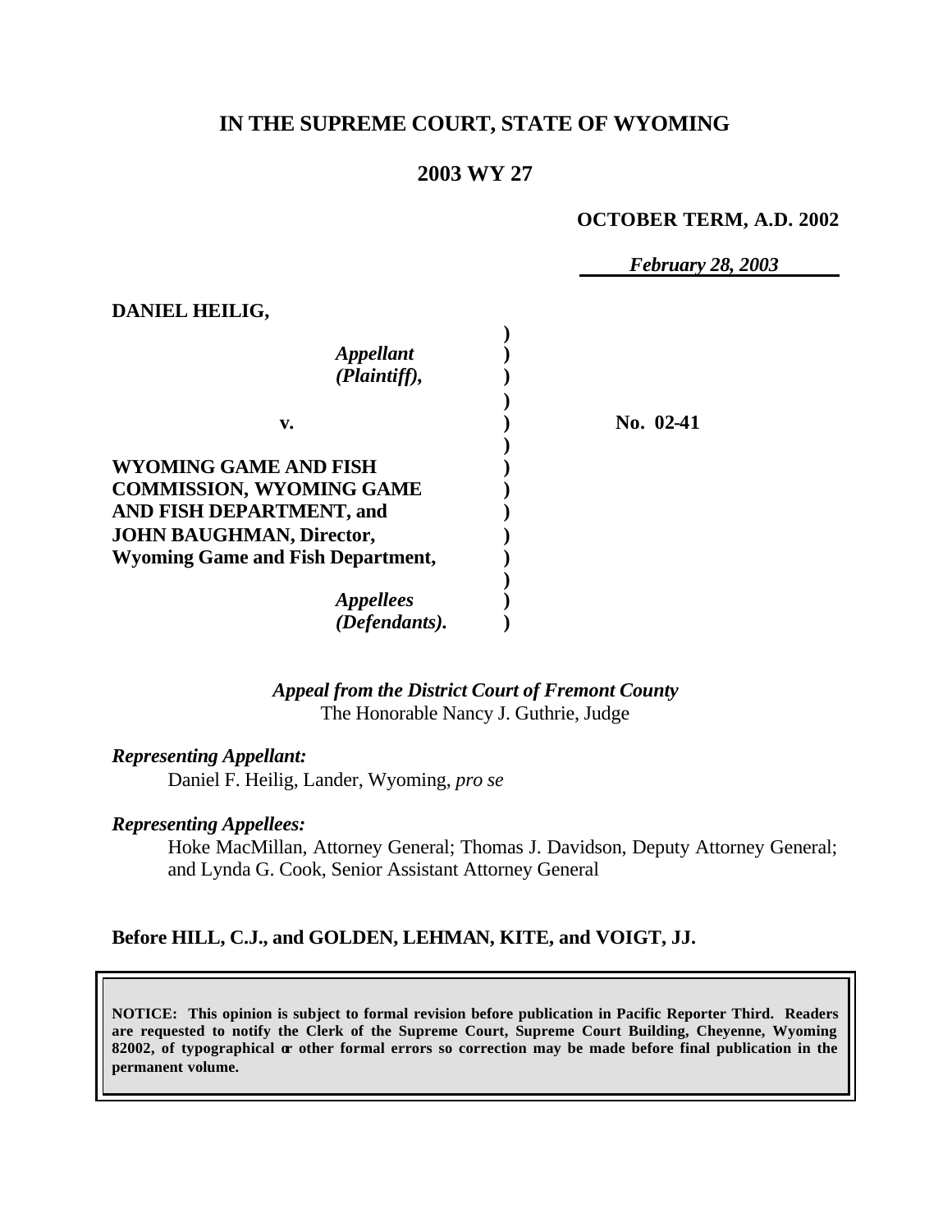# IN THE SUPREME COURT, STATE OF WYOMING

## 2003 WY 27

**OCTOBER TERM, A.D. 2002**

*February 28, 2003*

**DANIEL HEILIG,**

*Appellant (Plaintiff),*

**v.** **No. 02-41**

**WYOMING GAME AND FISH COMMISSION, WYOMING GAME AND FISH DEPARTMENT, and JOHN BAUGHMAN, Director, Wyoming Game and Fish Department,**

*Appellees (Defendants).*

*Appeal from the District Court of Fremont County*
The Honorable Nancy J. Guthrie, Judge

*Representing Appellant:*

Daniel F. Heilig, Lander, Wyoming, *pro se*

*Representing Appellees:*

Hoke MacMillan, Attorney General; Thomas J. Davidson, Deputy Attorney General; and Lynda G. Cook, Senior Assistant Attorney General

**Before HILL, C.J., and GOLDEN, LEHMAN, KITE, and VOIGT, JJ.**

**NOTICE: This opinion is subject to formal revision before publication in Pacific Reporter Third. Readers are requested to notify the Clerk of the Supreme Court, Supreme Court Building, Cheyenne, Wyoming 82002, of typographical or other formal errors so correction may be made before final publication in the permanent volume.**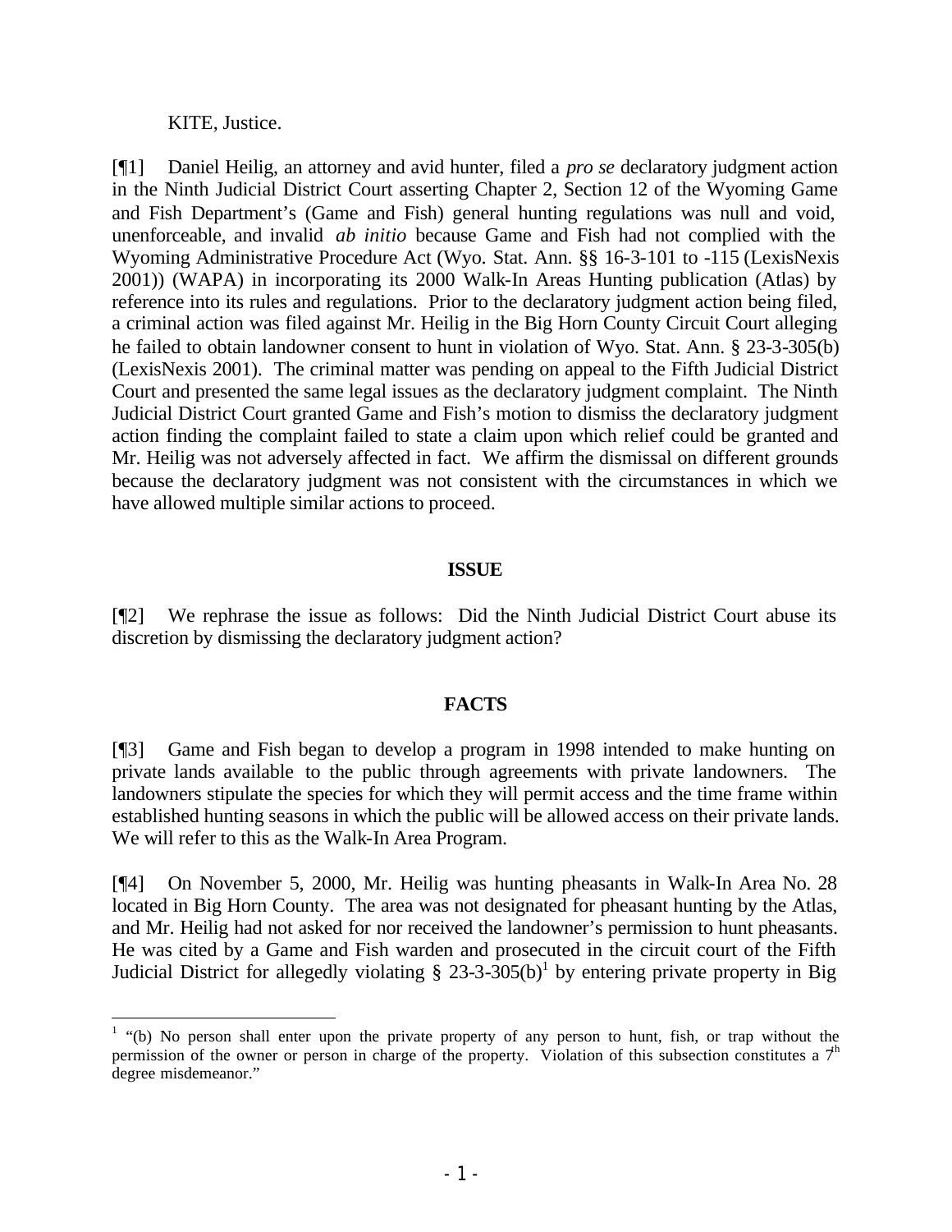KITE, Justice.

[¶1] Daniel Heilig, an attorney and avid hunter, filed a *pro se* declaratory judgment action in the Ninth Judicial District Court asserting Chapter 2, Section 12 of the Wyoming Game and Fish Department's (Game and Fish) general hunting regulations was null and void, unenforceable, and invalid *ab initio* because Game and Fish had not complied with the Wyoming Administrative Procedure Act (Wyo. Stat. Ann. §§ 16-3-101 to -115 (LexisNexis 2001)) (WAPA) in incorporating its 2000 Walk-In Areas Hunting publication (Atlas) by reference into its rules and regulations. Prior to the declaratory judgment action being filed, a criminal action was filed against Mr. Heilig in the Big Horn County Circuit Court alleging he failed to obtain landowner consent to hunt in violation of Wyo. Stat. Ann. § 23-3-305(b) (LexisNexis 2001). The criminal matter was pending on appeal to the Fifth Judicial District Court and presented the same legal issues as the declaratory judgment complaint. The Ninth Judicial District Court granted Game and Fish's motion to dismiss the declaratory judgment action finding the complaint failed to state a claim upon which relief could be granted and Mr. Heilig was not adversely affected in fact. We affirm the dismissal on different grounds because the declaratory judgment was not consistent with the circumstances in which we have allowed multiple similar actions to proceed.

## ISSUE

[¶2] We rephrase the issue as follows: Did the Ninth Judicial District Court abuse its discretion by dismissing the declaratory judgment action?

## FACTS

[¶3] Game and Fish began to develop a program in 1998 intended to make hunting on private lands available to the public through agreements with private landowners. The landowners stipulate the species for which they will permit access and the time frame within established hunting seasons in which the public will be allowed access on their private lands. We will refer to this as the Walk-In Area Program.

[¶4] On November 5, 2000, Mr. Heilig was hunting pheasants in Walk-In Area No. 28 located in Big Horn County. The area was not designated for pheasant hunting by the Atlas, and Mr. Heilig had not asked for nor received the landowner's permission to hunt pheasants. He was cited by a Game and Fish warden and prosecuted in the circuit court of the Fifth Judicial District for allegedly violating § 23-3-305(b)[1] by entering private property in Big

---

[1] "(b) No person shall enter upon the private property of any person to hunt, fish, or trap without the permission of the owner or person in charge of the property. Violation of this subsection constitutes a 7th degree misdemeanor."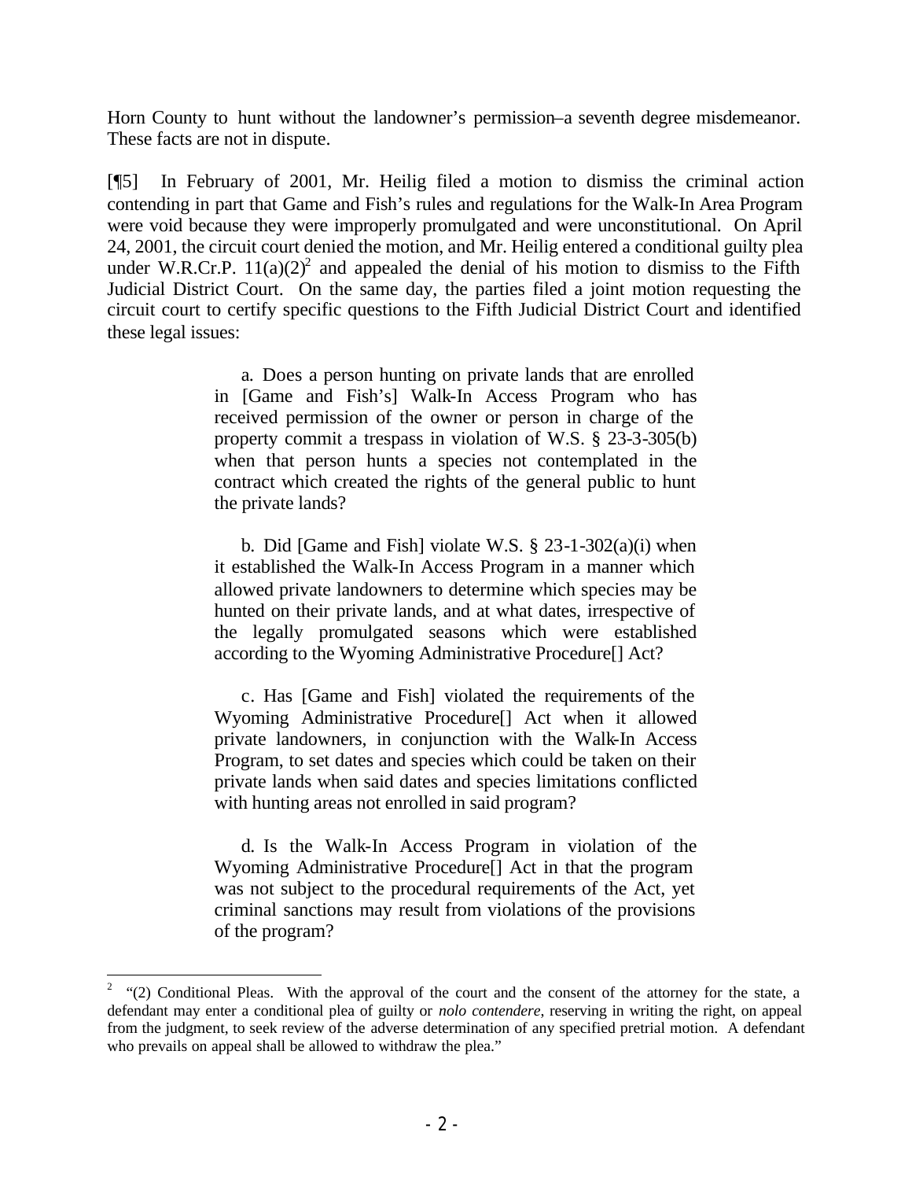Horn County to hunt without the landowner's permission–a seventh degree misdemeanor. These facts are not in dispute.

[¶5] In February of 2001, Mr. Heilig filed a motion to dismiss the criminal action contending in part that Game and Fish's rules and regulations for the Walk-In Area Program were void because they were improperly promulgated and were unconstitutional. On April 24, 2001, the circuit court denied the motion, and Mr. Heilig entered a conditional guilty plea under W.R.Cr.P. 11(a)(2)[2] and appealed the denial of his motion to dismiss to the Fifth Judicial District Court. On the same day, the parties filed a joint motion requesting the circuit court to certify specific questions to the Fifth Judicial District Court and identified these legal issues:

> a. Does a person hunting on private lands that are enrolled in [Game and Fish's] Walk-In Access Program who has received permission of the owner or person in charge of the property commit a trespass in violation of W.S. § 23-3-305(b) when that person hunts a species not contemplated in the contract which created the rights of the general public to hunt the private lands?
>
> b. Did [Game and Fish] violate W.S. § 23-1-302(a)(i) when it established the Walk-In Access Program in a manner which allowed private landowners to determine which species may be hunted on their private lands, and at what dates, irrespective of the legally promulgated seasons which were established according to the Wyoming Administrative Procedure[] Act?
>
> c. Has [Game and Fish] violated the requirements of the Wyoming Administrative Procedure[] Act when it allowed private landowners, in conjunction with the Walk-In Access Program, to set dates and species which could be taken on their private lands when said dates and species limitations conflicted with hunting areas not enrolled in said program?
>
> d. Is the Walk-In Access Program in violation of the Wyoming Administrative Procedure[] Act in that the program was not subject to the procedural requirements of the Act, yet criminal sanctions may result from violations of the provisions of the program?

---

[2] "(2) Conditional Pleas. With the approval of the court and the consent of the attorney for the state, a defendant may enter a conditional plea of guilty or *nolo contendere*, reserving in writing the right, on appeal from the judgment, to seek review of the adverse determination of any specified pretrial motion. A defendant who prevails on appeal shall be allowed to withdraw the plea."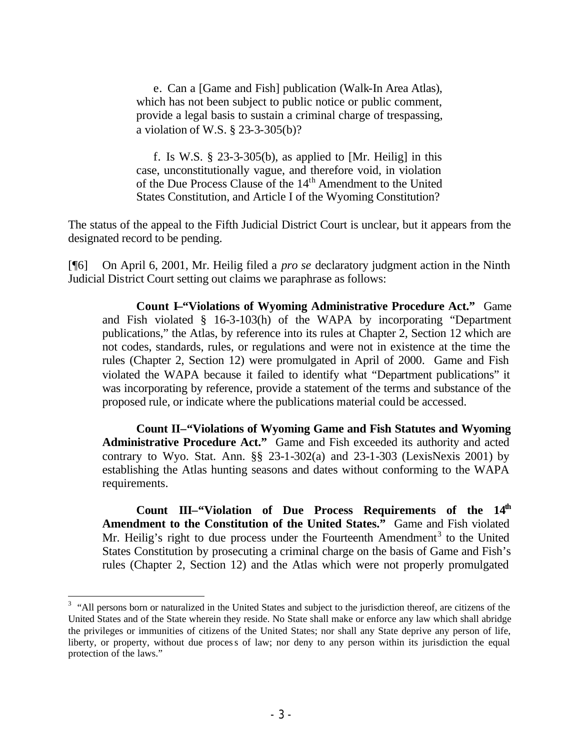e. Can a [Game and Fish] publication (Walk-In Area Atlas), which has not been subject to public notice or public comment, provide a legal basis to sustain a criminal charge of trespassing, a violation of W.S. § 23-3-305(b)?

f. Is W.S. § 23-3-305(b), as applied to [Mr. Heilig] in this case, unconstitutionally vague, and therefore void, in violation of the Due Process Clause of the 14th Amendment to the United States Constitution, and Article I of the Wyoming Constitution?

The status of the appeal to the Fifth Judicial District Court is unclear, but it appears from the designated record to be pending.

[¶6] On April 6, 2001, Mr. Heilig filed a *pro se* declaratory judgment action in the Ninth Judicial District Court setting out claims we paraphrase as follows:

**Count I–"Violations of Wyoming Administrative Procedure Act."** Game and Fish violated § 16-3-103(h) of the WAPA by incorporating "Department publications," the Atlas, by reference into its rules at Chapter 2, Section 12 which are not codes, standards, rules, or regulations and were not in existence at the time the rules (Chapter 2, Section 12) were promulgated in April of 2000. Game and Fish violated the WAPA because it failed to identify what "Department publications" it was incorporating by reference, provide a statement of the terms and substance of the proposed rule, or indicate where the publications material could be accessed.

**Count II–"Violations of Wyoming Game and Fish Statutes and Wyoming Administrative Procedure Act."** Game and Fish exceeded its authority and acted contrary to Wyo. Stat. Ann. §§ 23-1-302(a) and 23-1-303 (LexisNexis 2001) by establishing the Atlas hunting seasons and dates without conforming to the WAPA requirements.

**Count III–"Violation of Due Process Requirements of the 14th Amendment to the Constitution of the United States."** Game and Fish violated Mr. Heilig's right to due process under the Fourteenth Amendment[3] to the United States Constitution by prosecuting a criminal charge on the basis of Game and Fish's rules (Chapter 2, Section 12) and the Atlas which were not properly promulgated

---

[3] "All persons born or naturalized in the United States and subject to the jurisdiction thereof, are citizens of the United States and of the State wherein they reside. No State shall make or enforce any law which shall abridge the privileges or immunities of citizens of the United States; nor shall any State deprive any person of life, liberty, or property, without due process of law; nor deny to any person within its jurisdiction the equal protection of the laws."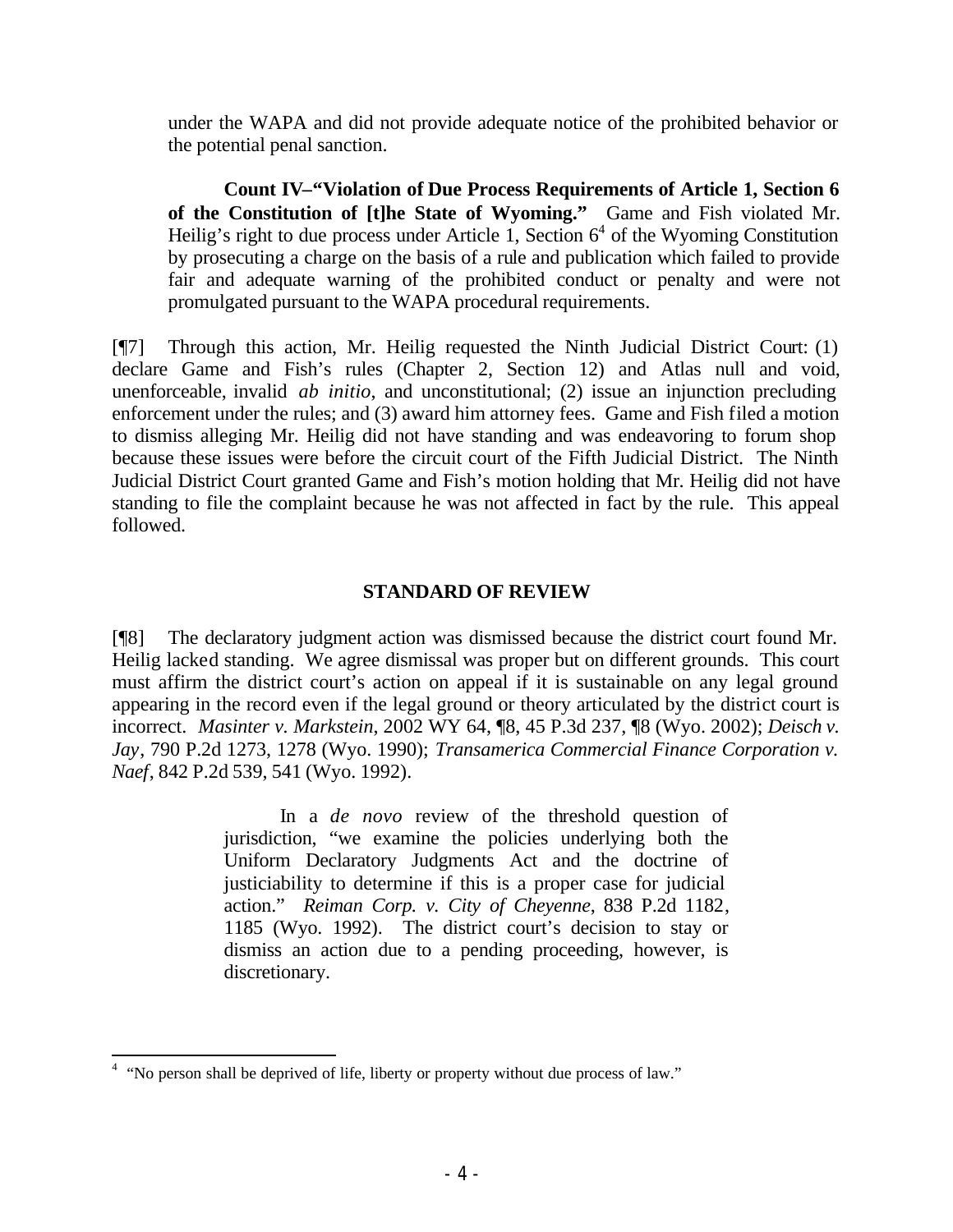under the WAPA and did not provide adequate notice of the prohibited behavior or the potential penal sanction.

**Count IV–"Violation of Due Process Requirements of Article 1, Section 6 of the Constitution of [t]he State of Wyoming."** Game and Fish violated Mr. Heilig's right to due process under Article 1, Section 6[4] of the Wyoming Constitution by prosecuting a charge on the basis of a rule and publication which failed to provide fair and adequate warning of the prohibited conduct or penalty and were not promulgated pursuant to the WAPA procedural requirements.

[¶7] Through this action, Mr. Heilig requested the Ninth Judicial District Court: (1) declare Game and Fish's rules (Chapter 2, Section 12) and Atlas null and void, unenforceable, invalid *ab initio*, and unconstitutional; (2) issue an injunction precluding enforcement under the rules; and (3) award him attorney fees. Game and Fish filed a motion to dismiss alleging Mr. Heilig did not have standing and was endeavoring to forum shop because these issues were before the circuit court of the Fifth Judicial District. The Ninth Judicial District Court granted Game and Fish's motion holding that Mr. Heilig did not have standing to file the complaint because he was not affected in fact by the rule. This appeal followed.

## STANDARD OF REVIEW

[¶8] The declaratory judgment action was dismissed because the district court found Mr. Heilig lacked standing. We agree dismissal was proper but on different grounds. This court must affirm the district court's action on appeal if it is sustainable on any legal ground appearing in the record even if the legal ground or theory articulated by the district court is incorrect. *Masinter v. Markstein*, 2002 WY 64, ¶8, 45 P.3d 237, ¶8 (Wyo. 2002); *Deisch v. Jay*, 790 P.2d 1273, 1278 (Wyo. 1990); *Transamerica Commercial Finance Corporation v. Naef*, 842 P.2d 539, 541 (Wyo. 1992).

> In a *de novo* review of the threshold question of jurisdiction, "we examine the policies underlying both the Uniform Declaratory Judgments Act and the doctrine of justiciability to determine if this is a proper case for judicial action." *Reiman Corp. v. City of Cheyenne*, 838 P.2d 1182, 1185 (Wyo. 1992). The district court's decision to stay or dismiss an action due to a pending proceeding, however, is discretionary.

---

[4] "No person shall be deprived of life, liberty or property without due process of law."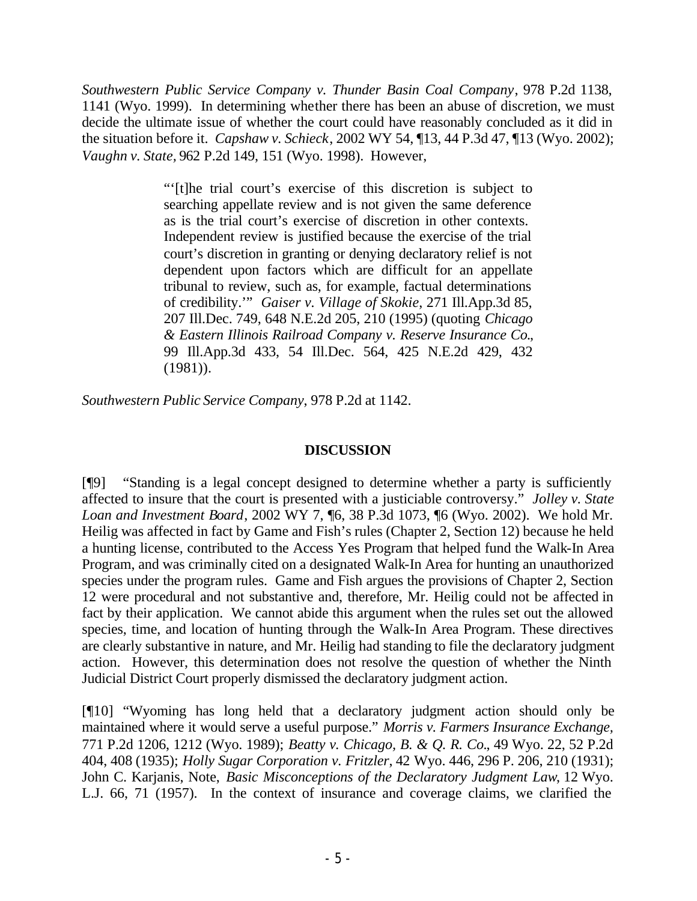*Southwestern Public Service Company v. Thunder Basin Coal Company*, 978 P.2d 1138, 1141 (Wyo. 1999). In determining whether there has been an abuse of discretion, we must decide the ultimate issue of whether the court could have reasonably concluded as it did in the situation before it. *Capshaw v. Schieck*, 2002 WY 54, ¶13, 44 P.3d 47, ¶13 (Wyo. 2002); *Vaughn v. State*, 962 P.2d 149, 151 (Wyo. 1998). However,

> "'[t]he trial court's exercise of this discretion is subject to searching appellate review and is not given the same deference as is the trial court's exercise of discretion in other contexts. Independent review is justified because the exercise of the trial court's discretion in granting or denying declaratory relief is not dependent upon factors which are difficult for an appellate tribunal to review, such as, for example, factual determinations of credibility.'" *Gaiser v. Village of Skokie*, 271 Ill.App.3d 85, 207 Ill.Dec. 749, 648 N.E.2d 205, 210 (1995) (quoting *Chicago & Eastern Illinois Railroad Company v. Reserve Insurance Co.*, 99 Ill.App.3d 433, 54 Ill.Dec. 564, 425 N.E.2d 429, 432 (1981)).

*Southwestern Public Service Company*, 978 P.2d at 1142.

## DISCUSSION

[¶9] "Standing is a legal concept designed to determine whether a party is sufficiently affected to insure that the court is presented with a justiciable controversy." *Jolley v. State Loan and Investment Board*, 2002 WY 7, ¶6, 38 P.3d 1073, ¶6 (Wyo. 2002). We hold Mr. Heilig was affected in fact by Game and Fish's rules (Chapter 2, Section 12) because he held a hunting license, contributed to the Access Yes Program that helped fund the Walk-In Area Program, and was criminally cited on a designated Walk-In Area for hunting an unauthorized species under the program rules. Game and Fish argues the provisions of Chapter 2, Section 12 were procedural and not substantive and, therefore, Mr. Heilig could not be affected in fact by their application. We cannot abide this argument when the rules set out the allowed species, time, and location of hunting through the Walk-In Area Program. These directives are clearly substantive in nature, and Mr. Heilig had standing to file the declaratory judgment action. However, this determination does not resolve the question of whether the Ninth Judicial District Court properly dismissed the declaratory judgment action.

[¶10] "Wyoming has long held that a declaratory judgment action should only be maintained where it would serve a useful purpose." *Morris v. Farmers Insurance Exchange*, 771 P.2d 1206, 1212 (Wyo. 1989); *Beatty v. Chicago, B. & Q. R. Co.*, 49 Wyo. 22, 52 P.2d 404, 408 (1935); *Holly Sugar Corporation v. Fritzler*, 42 Wyo. 446, 296 P. 206, 210 (1931); John C. Karjanis, Note, *Basic Misconceptions of the Declaratory Judgment Law*, 12 Wyo. L.J. 66, 71 (1957). In the context of insurance and coverage claims, we clarified the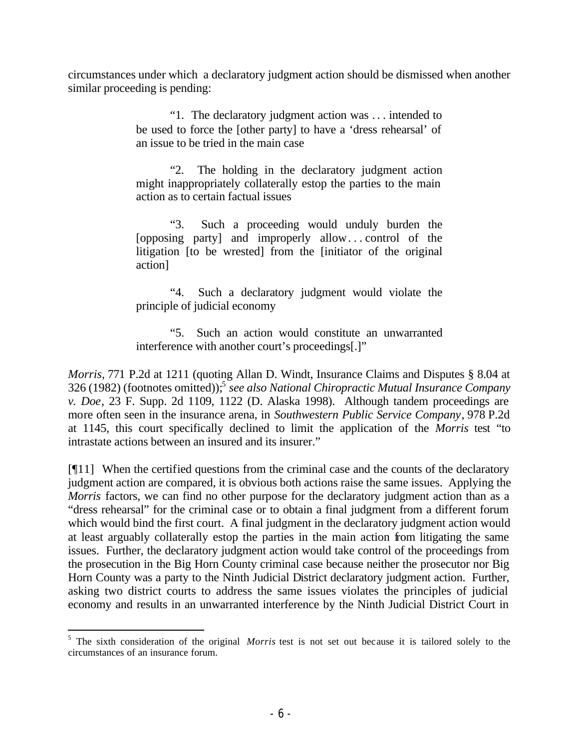circumstances under which a declaratory judgment action should be dismissed when another similar proceeding is pending:

> "1. The declaratory judgment action was . . . intended to be used to force the [other party] to have a 'dress rehearsal' of an issue to be tried in the main case
>
> "2. The holding in the declaratory judgment action might inappropriately collaterally estop the parties to the main action as to certain factual issues
>
> "3. Such a proceeding would unduly burden the [opposing party] and improperly allow . . . control of the litigation [to be wrested] from the [initiator of the original action]
>
> "4. Such a declaratory judgment would violate the principle of judicial economy
>
> "5. Such an action would constitute an unwarranted interference with another court's proceedings[.]"

*Morris*, 771 P.2d at 1211 (quoting Allan D. Windt, Insurance Claims and Disputes § 8.04 at 326 (1982) (footnotes omitted));[5] *see also National Chiropractic Mutual Insurance Company v. Doe*, 23 F. Supp. 2d 1109, 1122 (D. Alaska 1998). Although tandem proceedings are more often seen in the insurance arena, in *Southwestern Public Service Company*, 978 P.2d at 1145, this court specifically declined to limit the application of the *Morris* test "to intrastate actions between an insured and its insurer."

[¶11] When the certified questions from the criminal case and the counts of the declaratory judgment action are compared, it is obvious both actions raise the same issues. Applying the *Morris* factors, we can find no other purpose for the declaratory judgment action than as a "dress rehearsal" for the criminal case or to obtain a final judgment from a different forum which would bind the first court. A final judgment in the declaratory judgment action would at least arguably collaterally estop the parties in the main action from litigating the same issues. Further, the declaratory judgment action would take control of the proceedings from the prosecution in the Big Horn County criminal case because neither the prosecutor nor Big Horn County was a party to the Ninth Judicial District declaratory judgment action. Further, asking two district courts to address the same issues violates the principles of judicial economy and results in an unwarranted interference by the Ninth Judicial District Court in

---

[5] The sixth consideration of the original *Morris* test is not set out because it is tailored solely to the circumstances of an insurance forum.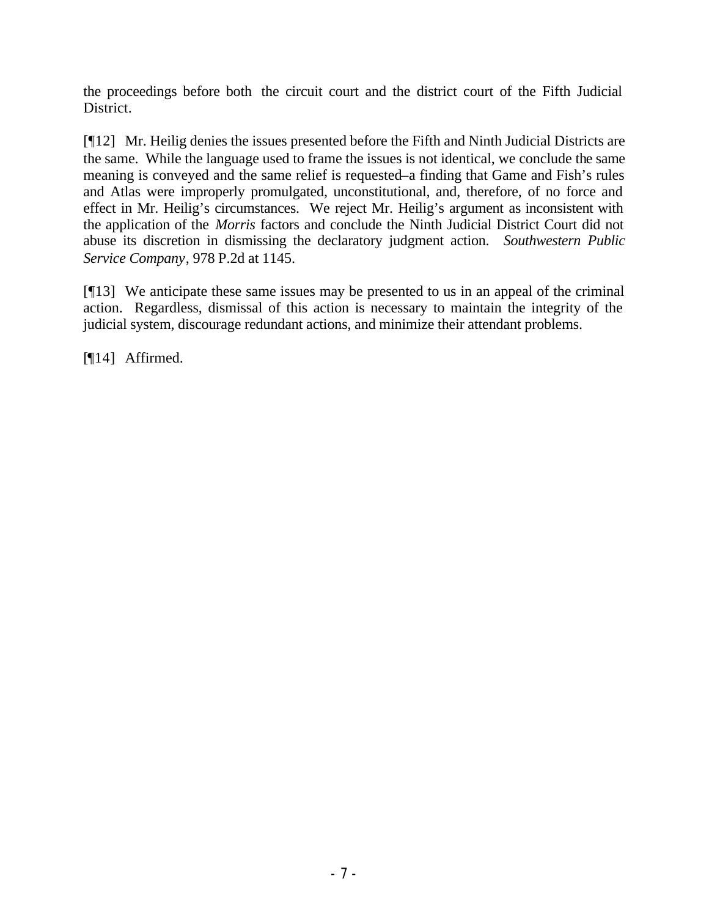the proceedings before both the circuit court and the district court of the Fifth Judicial District.

[¶12] Mr. Heilig denies the issues presented before the Fifth and Ninth Judicial Districts are the same. While the language used to frame the issues is not identical, we conclude the same meaning is conveyed and the same relief is requested–a finding that Game and Fish's rules and Atlas were improperly promulgated, unconstitutional, and, therefore, of no force and effect in Mr. Heilig's circumstances. We reject Mr. Heilig's argument as inconsistent with the application of the *Morris* factors and conclude the Ninth Judicial District Court did not abuse its discretion in dismissing the declaratory judgment action. *Southwestern Public Service Company*, 978 P.2d at 1145.

[¶13] We anticipate these same issues may be presented to us in an appeal of the criminal action. Regardless, dismissal of this action is necessary to maintain the integrity of the judicial system, discourage redundant actions, and minimize their attendant problems.

[¶14] Affirmed.